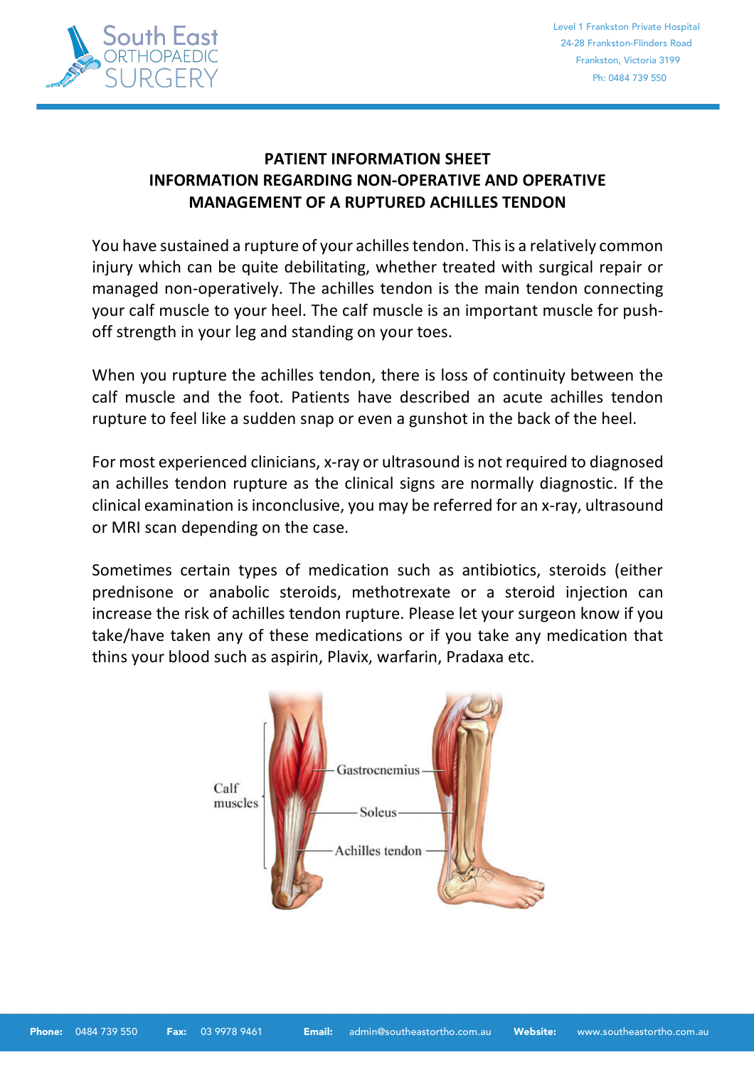# PATIENT INFORMATION SHEET

## INFORMATION REGARDING NON-OPERATIVE AND OPERATIVE MANAGEMENT OF A RUPTURED ACHILLES TENDON

You have sustained a rupture of your achilles tendon. This is a relatively common injury which can be quite debilitating, whether treated with surgical repair or managed non-operatively. The achilles tendon is the main tendon connecting your calf muscle to your heel. The calf muscle is an important muscle for push-off strength in your leg and standing on your toes.

When you rupture the achilles tendon, there is loss of continuity between the calf muscle and the foot. Patients have described an acute achilles tendon rupture to feel like a sudden snap or even a gunshot in the back of the heel.

For most experienced clinicians, x-ray or ultrasound is not required to diagnosed an achilles tendon rupture as the clinical signs are normally diagnostic. If the clinical examination is inconclusive, you may be referred for an x-ray, ultrasound or MRI scan depending on the case.

Sometimes certain types of medication such as antibiotics, steroids (either prednisone or anabolic steroids, methotrexate or a steroid injection can increase the risk of achilles tendon rupture. Please let your surgeon know if you take/have taken any of these medications or if you take any medication that thins your blood such as aspirin, Plavix, warfarin, Pradaxa etc.

Calf muscles

Gastrocnemius

Soleus

Achilles tendon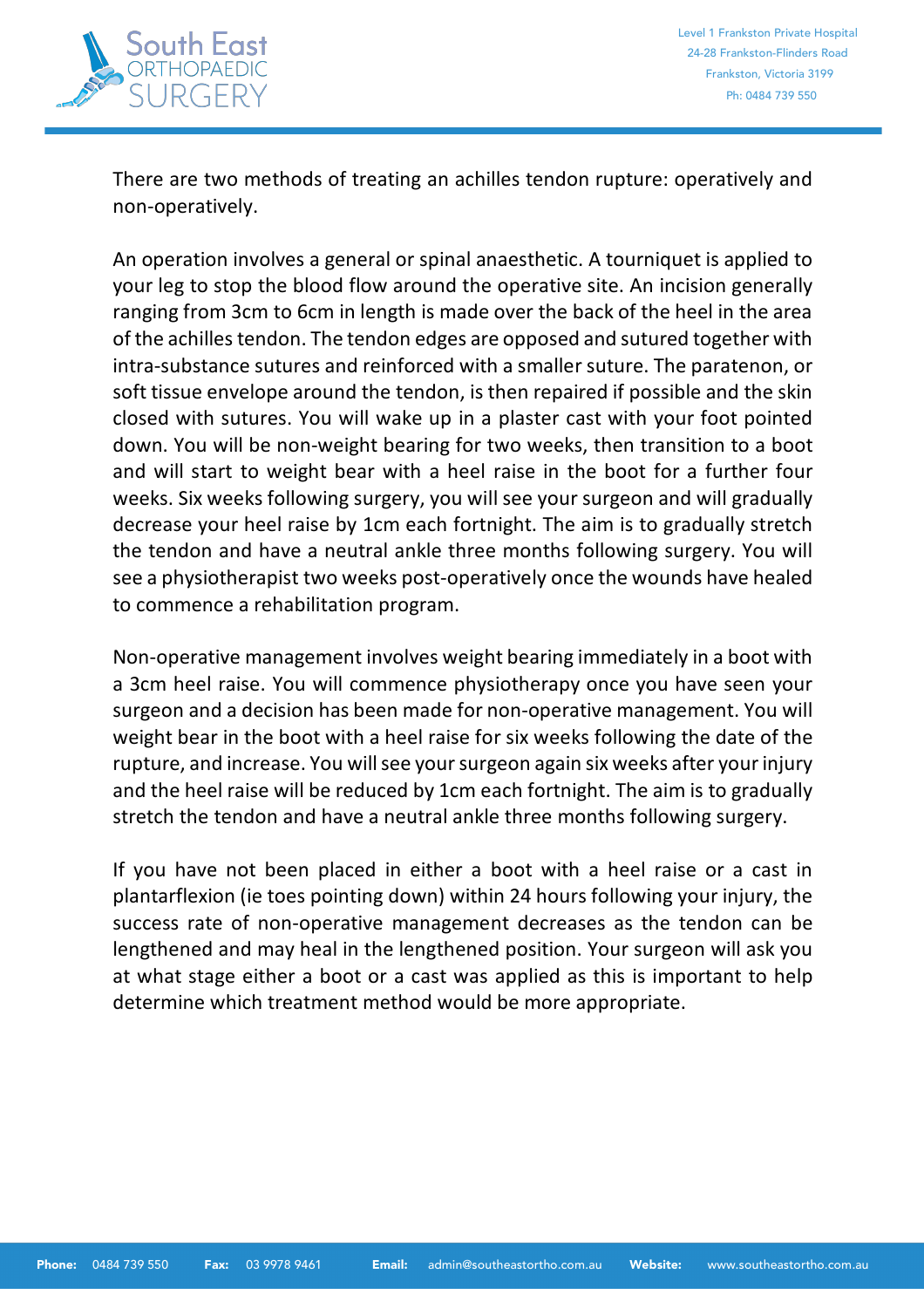There are two methods of treating an achilles tendon rupture: operatively and non-operatively.

An operation involves a general or spinal anaesthetic. A tourniquet is applied to your leg to stop the blood flow around the operative site. An incision generally ranging from 3cm to 6cm in length is made over the back of the heel in the area of the achilles tendon. The tendon edges are opposed and sutured together with intra-substance sutures and reinforced with a smaller suture. The paratenon, or soft tissue envelope around the tendon, is then repaired if possible and the skin closed with sutures. You will wake up in a plaster cast with your foot pointed down. You will be non-weight bearing for two weeks, then transition to a boot and will start to weight bear with a heel raise in the boot for a further four weeks. Six weeks following surgery, you will see your surgeon and will gradually decrease your heel raise by 1cm each fortnight. The aim is to gradually stretch the tendon and have a neutral ankle three months following surgery. You will see a physiotherapist two weeks post-operatively once the wounds have healed to commence a rehabilitation program.

Non-operative management involves weight bearing immediately in a boot with a 3cm heel raise. You will commence physiotherapy once you have seen your surgeon and a decision has been made for non-operative management. You will weight bear in the boot with a heel raise for six weeks following the date of the rupture, and increase. You will see your surgeon again six weeks after your injury and the heel raise will be reduced by 1cm each fortnight. The aim is to gradually stretch the tendon and have a neutral ankle three months following surgery.

If you have not been placed in either a boot with a heel raise or a cast in plantarflexion (ie toes pointing down) within 24 hours following your injury, the success rate of non-operative management decreases as the tendon can be lengthened and may heal in the lengthened position. Your surgeon will ask you at what stage either a boot or a cast was applied as this is important to help determine which treatment method would be more appropriate.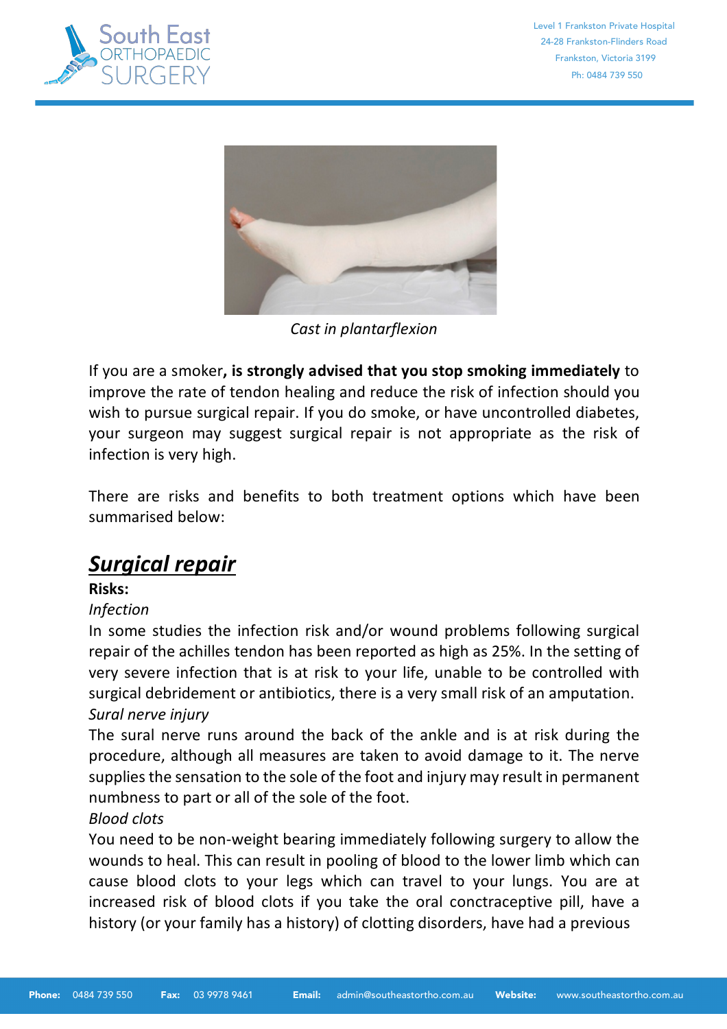Cast in plantarflexion

If you are a smoker**, is strongly advised that you stop smoking immediately** to improve the rate of tendon healing and reduce the risk of infection should you wish to pursue surgical repair. If you do smoke, or have uncontrolled diabetes, your surgeon may suggest surgical repair is not appropriate as the risk of infection is very high.

There are risks and benefits to both treatment options which have been summarised below:

## ***Surgical repair***

**Risks:**

*Infection*

In some studies the infection risk and/or wound problems following surgical repair of the achilles tendon has been reported as high as 25%. In the setting of very severe infection that is at risk to your life, unable to be controlled with surgical debridement or antibiotics, there is a very small risk of an amputation.

*Sural nerve injury*

The sural nerve runs around the back of the ankle and is at risk during the procedure, although all measures are taken to avoid damage to it. The nerve supplies the sensation to the sole of the foot and injury may result in permanent numbness to part or all of the sole of the foot.

*Blood clots*

You need to be non-weight bearing immediately following surgery to allow the wounds to heal. This can result in pooling of blood to the lower limb which can cause blood clots to your legs which can travel to your lungs. You are at increased risk of blood clots if you take the oral conctraceptive pill, have a history (or your family has a history) of clotting disorders, have had a previous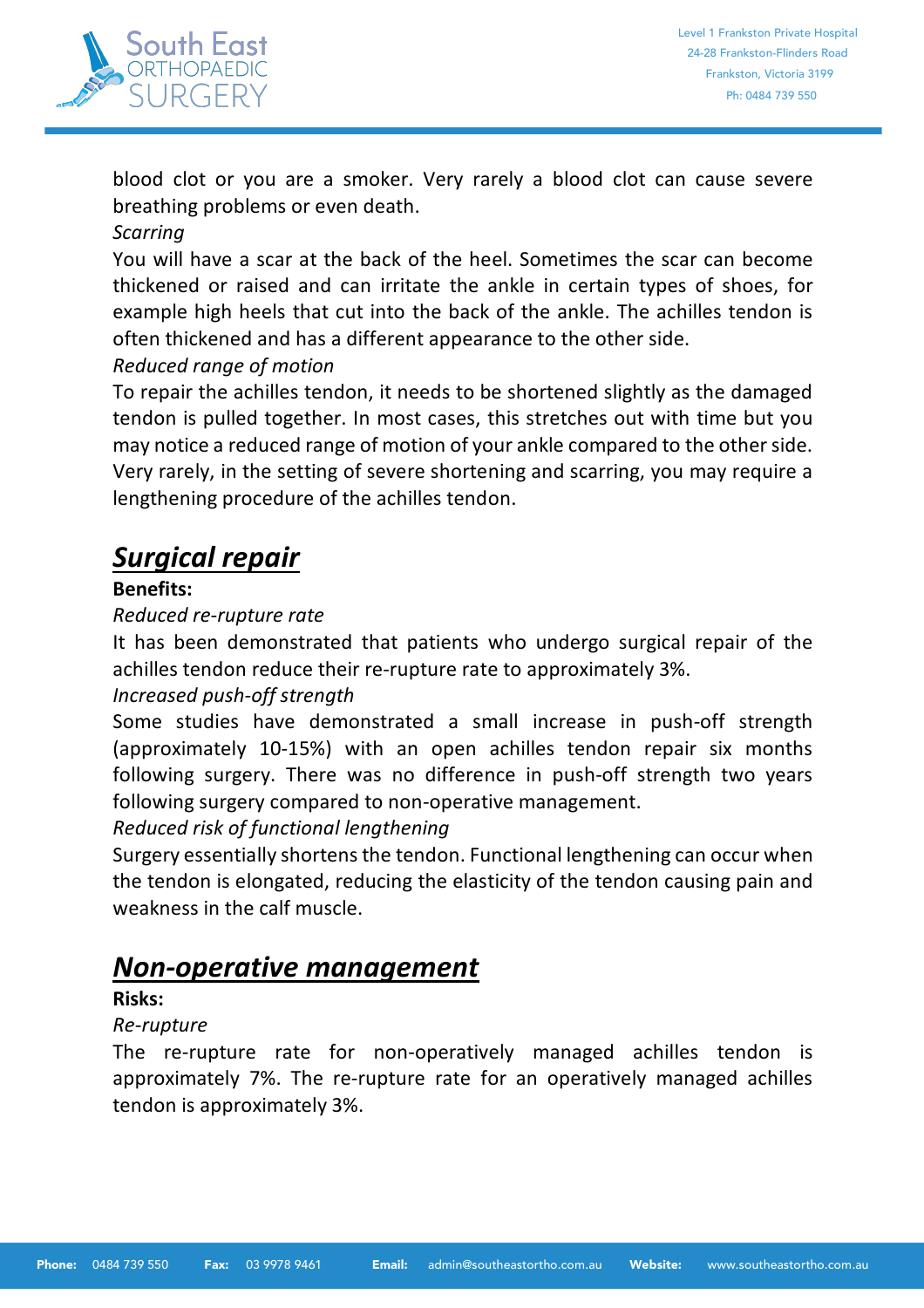blood clot or you are a smoker. Very rarely a blood clot can cause severe breathing problems or even death.

*Scarring*

You will have a scar at the back of the heel. Sometimes the scar can become thickened or raised and can irritate the ankle in certain types of shoes, for example high heels that cut into the back of the ankle. The achilles tendon is often thickened and has a different appearance to the other side.

*Reduced range of motion*

To repair the achilles tendon, it needs to be shortened slightly as the damaged tendon is pulled together. In most cases, this stretches out with time but you may notice a reduced range of motion of your ankle compared to the other side. Very rarely, in the setting of severe shortening and scarring, you may require a lengthening procedure of the achilles tendon.

## ***Surgical repair***

**Benefits:**

*Reduced re-rupture rate*

It has been demonstrated that patients who undergo surgical repair of the achilles tendon reduce their re-rupture rate to approximately 3%.

*Increased push-off strength*

Some studies have demonstrated a small increase in push-off strength (approximately 10-15%) with an open achilles tendon repair six months following surgery. There was no difference in push-off strength two years following surgery compared to non-operative management.

*Reduced risk of functional lengthening*

Surgery essentially shortens the tendon. Functional lengthening can occur when the tendon is elongated, reducing the elasticity of the tendon causing pain and weakness in the calf muscle.

## ***Non-operative management***

**Risks:**

*Re-rupture*

The re-rupture rate for non-operatively managed achilles tendon is approximately 7%. The re-rupture rate for an operatively managed achilles tendon is approximately 3%.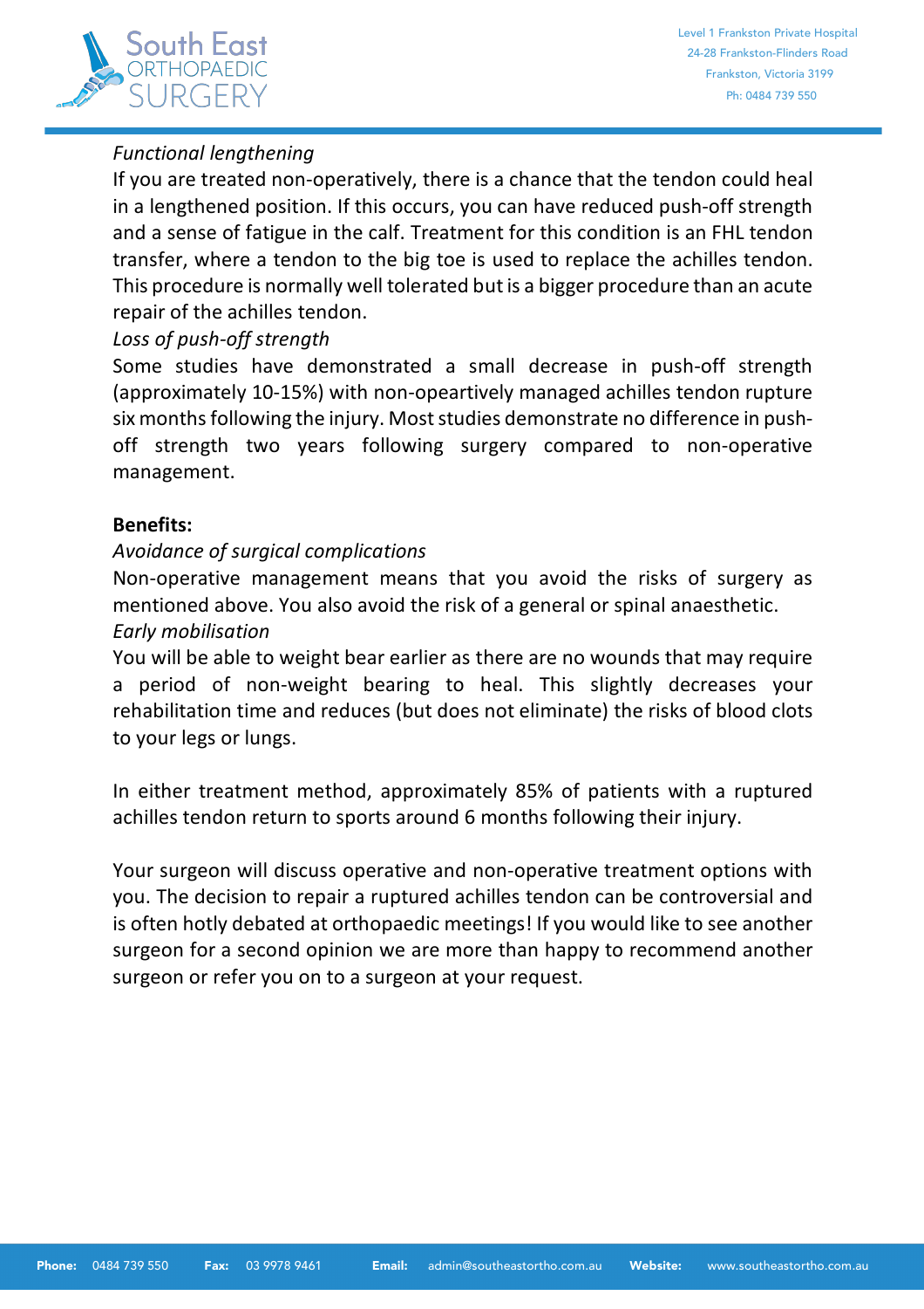*Functional lengthening*

If you are treated non-operatively, there is a chance that the tendon could heal in a lengthened position. If this occurs, you can have reduced push-off strength and a sense of fatigue in the calf. Treatment for this condition is an FHL tendon transfer, where a tendon to the big toe is used to replace the achilles tendon. This procedure is normally well tolerated but is a bigger procedure than an acute repair of the achilles tendon.

*Loss of push-off strength*

Some studies have demonstrated a small decrease in push-off strength (approximately 10-15%) with non-opeartively managed achilles tendon rupture six months following the injury. Most studies demonstrate no difference in push-off strength two years following surgery compared to non-operative management.

**Benefits:**

*Avoidance of surgical complications*

Non-operative management means that you avoid the risks of surgery as mentioned above. You also avoid the risk of a general or spinal anaesthetic.

*Early mobilisation*

You will be able to weight bear earlier as there are no wounds that may require a period of non-weight bearing to heal. This slightly decreases your rehabilitation time and reduces (but does not eliminate) the risks of blood clots to your legs or lungs.

In either treatment method, approximately 85% of patients with a ruptured achilles tendon return to sports around 6 months following their injury.

Your surgeon will discuss operative and non-operative treatment options with you. The decision to repair a ruptured achilles tendon can be controversial and is often hotly debated at orthopaedic meetings! If you would like to see another surgeon for a second opinion we are more than happy to recommend another surgeon or refer you on to a surgeon at your request.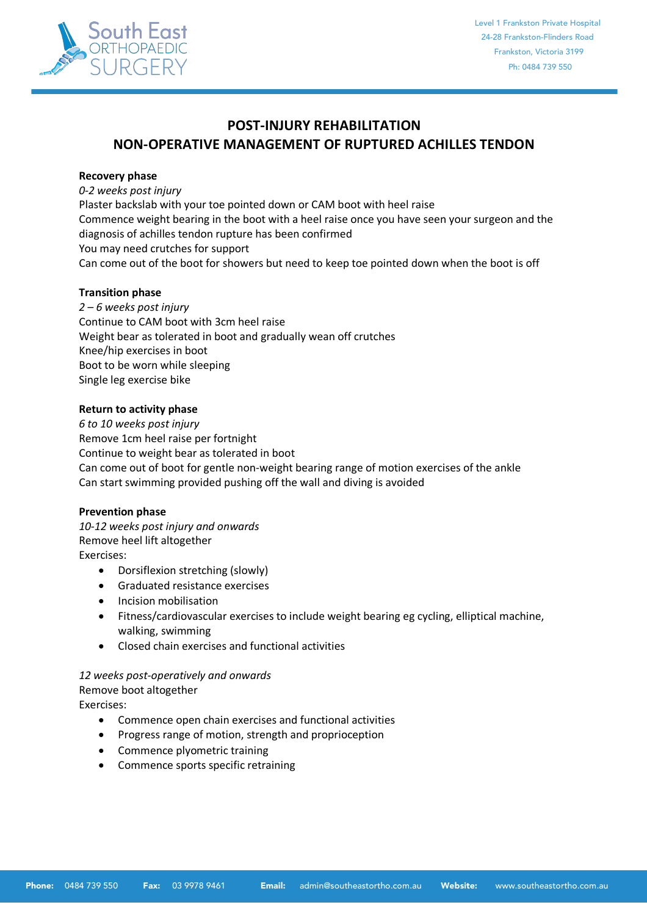# POST-INJURY REHABILITATION
# NON-OPERATIVE MANAGEMENT OF RUPTURED ACHILLES TENDON

**Recovery phase**

*0-2 weeks post injury*

Plaster backslab with your toe pointed down or CAM boot with heel raise

Commence weight bearing in the boot with a heel raise once you have seen your surgeon and the diagnosis of achilles tendon rupture has been confirmed

You may need crutches for support

Can come out of the boot for showers but need to keep toe pointed down when the boot is off

**Transition phase**

*2 – 6 weeks post injury*

Continue to CAM boot with 3cm heel raise

Weight bear as tolerated in boot and gradually wean off crutches

Knee/hip exercises in boot

Boot to be worn while sleeping

Single leg exercise bike

**Return to activity phase**

*6 to 10 weeks post injury*

Remove 1cm heel raise per fortnight

Continue to weight bear as tolerated in boot

Can come out of boot for gentle non-weight bearing range of motion exercises of the ankle

Can start swimming provided pushing off the wall and diving is avoided

**Prevention phase**

*10-12 weeks post injury and onwards*

Remove heel lift altogether

Exercises:

- Dorsiflexion stretching (slowly)
- Graduated resistance exercises
- Incision mobilisation
- Fitness/cardiovascular exercises to include weight bearing eg cycling, elliptical machine, walking, swimming
- Closed chain exercises and functional activities

*12 weeks post-operatively and onwards*

Remove boot altogether

Exercises:

- Commence open chain exercises and functional activities
- Progress range of motion, strength and proprioception
- Commence plyometric training
- Commence sports specific retraining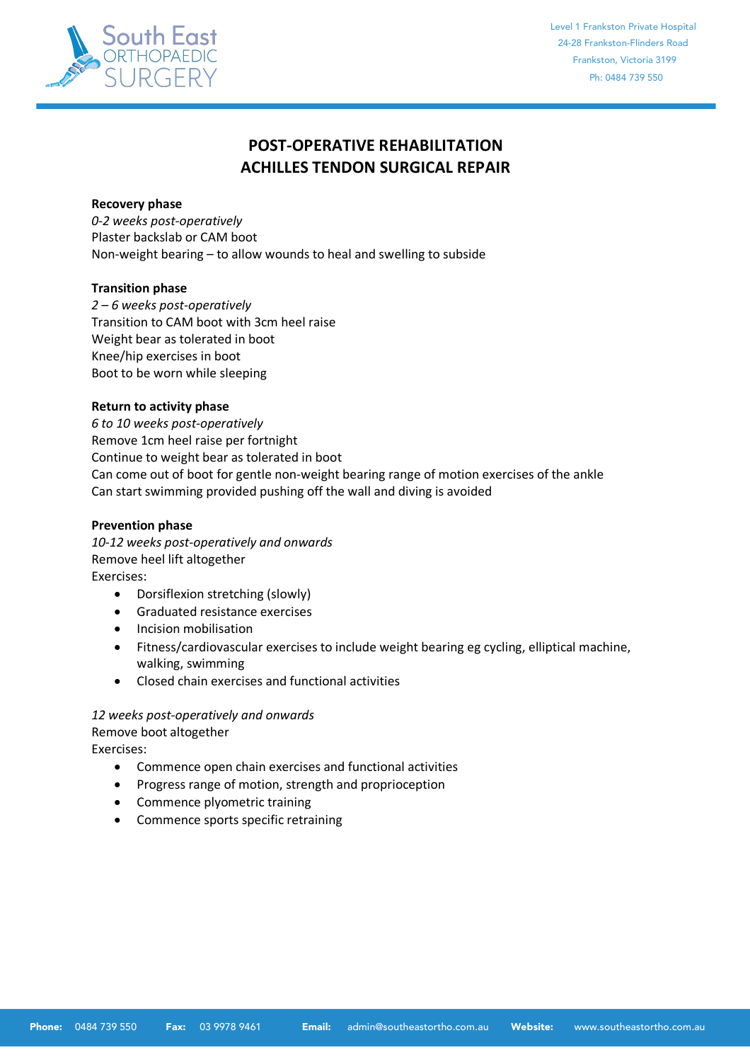# POST-OPERATIVE REHABILITATION
# ACHILLES TENDON SURGICAL REPAIR

**Recovery phase**
*0-2 weeks post-operatively*
Plaster backslab or CAM boot
Non-weight bearing – to allow wounds to heal and swelling to subside

**Transition phase**
*2 – 6 weeks post-operatively*
Transition to CAM boot with 3cm heel raise
Weight bear as tolerated in boot
Knee/hip exercises in boot
Boot to be worn while sleeping

**Return to activity phase**
*6 to 10 weeks post-operatively*
Remove 1cm heel raise per fortnight
Continue to weight bear as tolerated in boot
Can come out of boot for gentle non-weight bearing range of motion exercises of the ankle
Can start swimming provided pushing off the wall and diving is avoided

**Prevention phase**
*10-12 weeks post-operatively and onwards*
Remove heel lift altogether
Exercises:

- Dorsiflexion stretching (slowly)
- Graduated resistance exercises
- Incision mobilisation
- Fitness/cardiovascular exercises to include weight bearing eg cycling, elliptical machine, walking, swimming
- Closed chain exercises and functional activities

*12 weeks post-operatively and onwards*
Remove boot altogether
Exercises:

- Commence open chain exercises and functional activities
- Progress range of motion, strength and proprioception
- Commence plyometric training
- Commence sports specific retraining